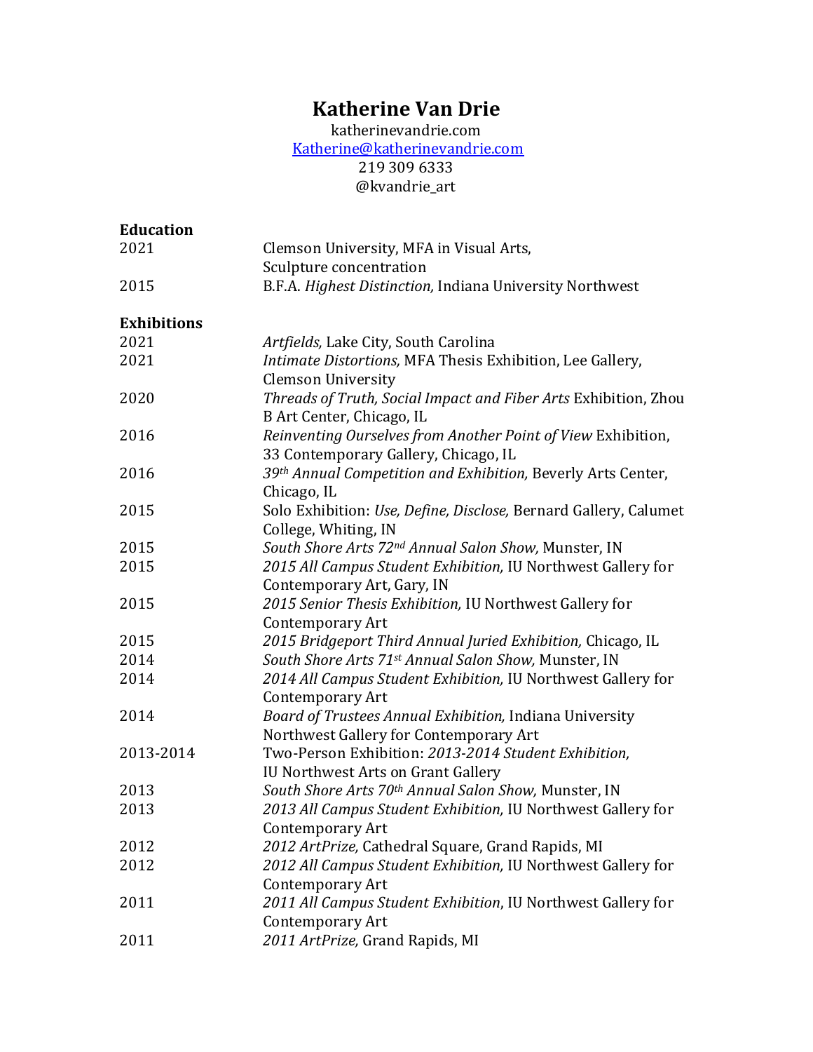# Katherine Van Drie

katherinevandrie.com
[Katherine@katherinevandrie.com](mailto:Katherine@katherinevandrie.com)
219 309 6333
@kvandrie_art

## Education

| | |
|---|---|
| 2021 | Clemson University, MFA in Visual Arts, Sculpture concentration |
| 2015 | B.F.A. *Highest Distinction,* Indiana University Northwest |

## Exhibitions

| | |
|---|---|
| 2021 | *Artfields,* Lake City, South Carolina |
| 2021 | *Intimate Distortions,* MFA Thesis Exhibition, Lee Gallery, Clemson University |
| 2020 | *Threads of Truth, Social Impact and Fiber Arts* Exhibition, Zhou B Art Center, Chicago, IL |
| 2016 | *Reinventing Ourselves from Another Point of View* Exhibition, 33 Contemporary Gallery, Chicago, IL |
| 2016 | *39th Annual Competition and Exhibition,* Beverly Arts Center, Chicago, IL |
| 2015 | Solo Exhibition: *Use, Define, Disclose,* Bernard Gallery, Calumet College, Whiting, IN |
| 2015 | *South Shore Arts 72nd Annual Salon Show,* Munster, IN |
| 2015 | *2015 All Campus Student Exhibition,* IU Northwest Gallery for Contemporary Art, Gary, IN |
| 2015 | *2015 Senior Thesis Exhibition,* IU Northwest Gallery for Contemporary Art |
| 2015 | *2015 Bridgeport Third Annual Juried Exhibition,* Chicago, IL |
| 2014 | *South Shore Arts 71st Annual Salon Show,* Munster, IN |
| 2014 | *2014 All Campus Student Exhibition,* IU Northwest Gallery for Contemporary Art |
| 2014 | *Board of Trustees Annual Exhibition,* Indiana University Northwest Gallery for Contemporary Art |
| 2013-2014 | Two-Person Exhibition: *2013-2014 Student Exhibition,* IU Northwest Arts on Grant Gallery |
| 2013 | *South Shore Arts 70th Annual Salon Show,* Munster, IN |
| 2013 | *2013 All Campus Student Exhibition,* IU Northwest Gallery for Contemporary Art |
| 2012 | *2012 ArtPrize,* Cathedral Square, Grand Rapids, MI |
| 2012 | *2012 All Campus Student Exhibition,* IU Northwest Gallery for Contemporary Art |
| 2011 | *2011 All Campus Student Exhibition*, IU Northwest Gallery for Contemporary Art |
| 2011 | *2011 ArtPrize,* Grand Rapids, MI |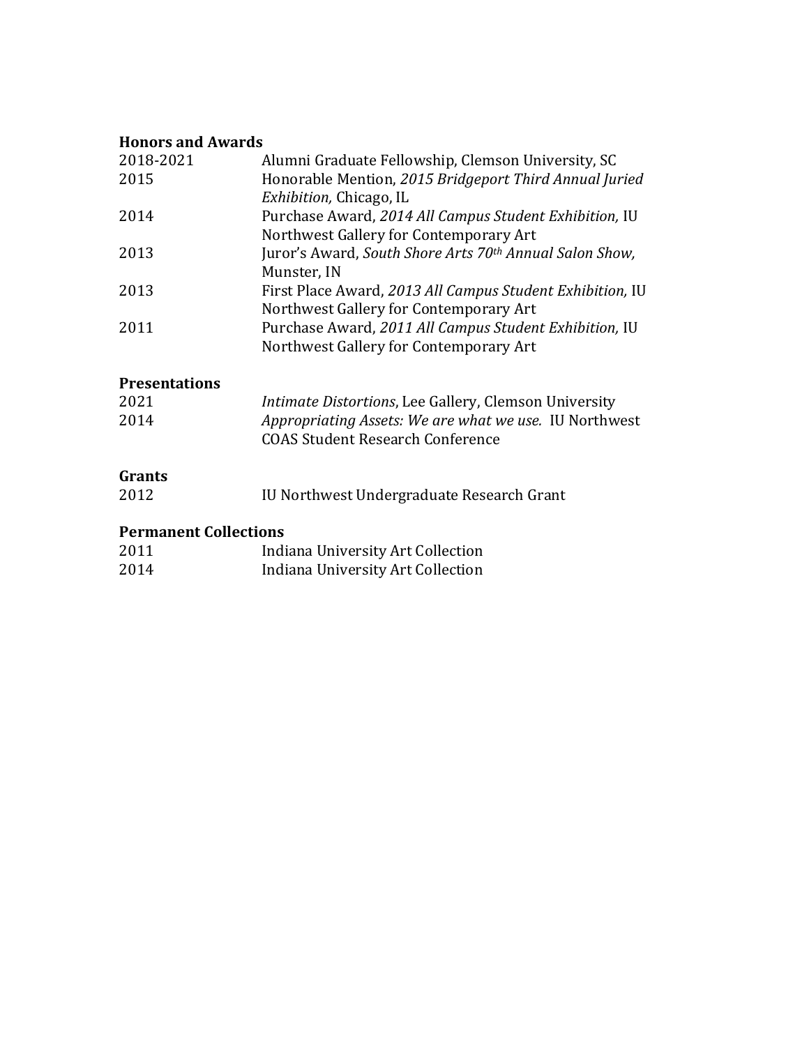**Honors and Awards**

| | |
|---|---|
| 2018-2021 | Alumni Graduate Fellowship, Clemson University, SC |
| 2015 | Honorable Mention, *2015 Bridgeport Third Annual Juried Exhibition,* Chicago, IL |
| 2014 | Purchase Award, *2014 All Campus Student Exhibition,* IU Northwest Gallery for Contemporary Art |
| 2013 | Juror's Award, *South Shore Arts 70th Annual Salon Show,* Munster, IN |
| 2013 | First Place Award, *2013 All Campus Student Exhibition,* IU Northwest Gallery for Contemporary Art |
| 2011 | Purchase Award, *2011 All Campus Student Exhibition,* IU Northwest Gallery for Contemporary Art |

**Presentations**

| | |
|---|---|
| 2021 | *Intimate Distortions*, Lee Gallery, Clemson University |
| 2014 | *Appropriating Assets: We are what we use.* IU Northwest COAS Student Research Conference |

**Grants**

| | |
|---|---|
| 2012 | IU Northwest Undergraduate Research Grant |

**Permanent Collections**

| | |
|---|---|
| 2011 | Indiana University Art Collection |
| 2014 | Indiana University Art Collection |